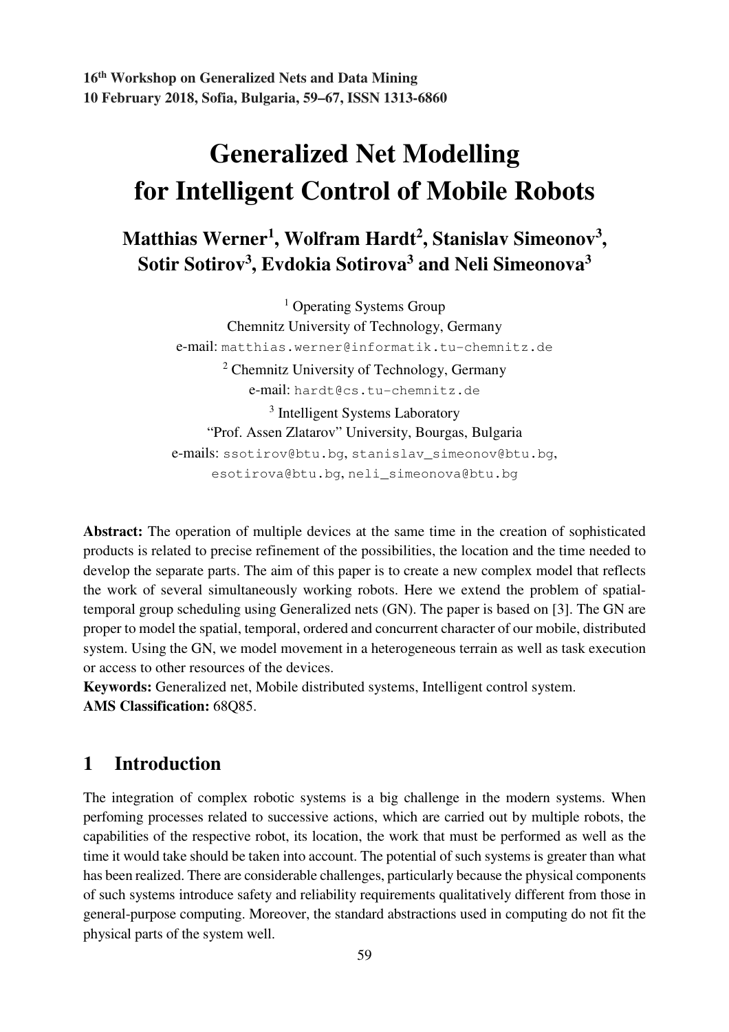16th Workshop on Generalized Nets and Data Mining
10 February 2018, Sofia, Bulgaria, 59–67, ISSN 1313-6860

# Generalized Net Modelling for Intelligent Control of Mobile Robots

**Matthias Werner[1], Wolfram Hardt[2], Stanislav Simeonov[3], Sotir Sotirov[3], Evdokia Sotirova[3] and Neli Simeonova[3]**

[1] Operating Systems Group
Chemnitz University of Technology, Germany
e-mail: matthias.werner@informatik.tu-chemnitz.de

[2] Chemnitz University of Technology, Germany
e-mail: hardt@cs.tu-chemnitz.de

[3] Intelligent Systems Laboratory
"Prof. Assen Zlatarov" University, Bourgas, Bulgaria
e-mails: ssotirov@btu.bg, stanislav_simeonov@btu.bg, esotirova@btu.bg, neli_simeonova@btu.bg

**Abstract:** The operation of multiple devices at the same time in the creation of sophisticated products is related to precise refinement of the possibilities, the location and the time needed to develop the separate parts. The aim of this paper is to create a new complex model that reflects the work of several simultaneously working robots. Here we extend the problem of spatial-temporal group scheduling using Generalized nets (GN). The paper is based on [3]. The GN are proper to model the spatial, temporal, ordered and concurrent character of our mobile, distributed system. Using the GN, we model movement in a heterogeneous terrain as well as task execution or access to other resources of the devices.

**Keywords:** Generalized net, Mobile distributed systems, Intelligent control system.

**AMS Classification:** 68Q85.

## 1 Introduction

The integration of complex robotic systems is a big challenge in the modern systems. When perfoming processes related to successive actions, which are carried out by multiple robots, the capabilities of the respective robot, its location, the work that must be performed as well as the time it would take should be taken into account. The potential of such systems is greater than what has been realized. There are considerable challenges, particularly because the physical components of such systems introduce safety and reliability requirements qualitatively different from those in general-purpose computing. Moreover, the standard abstractions used in computing do not fit the physical parts of the system well.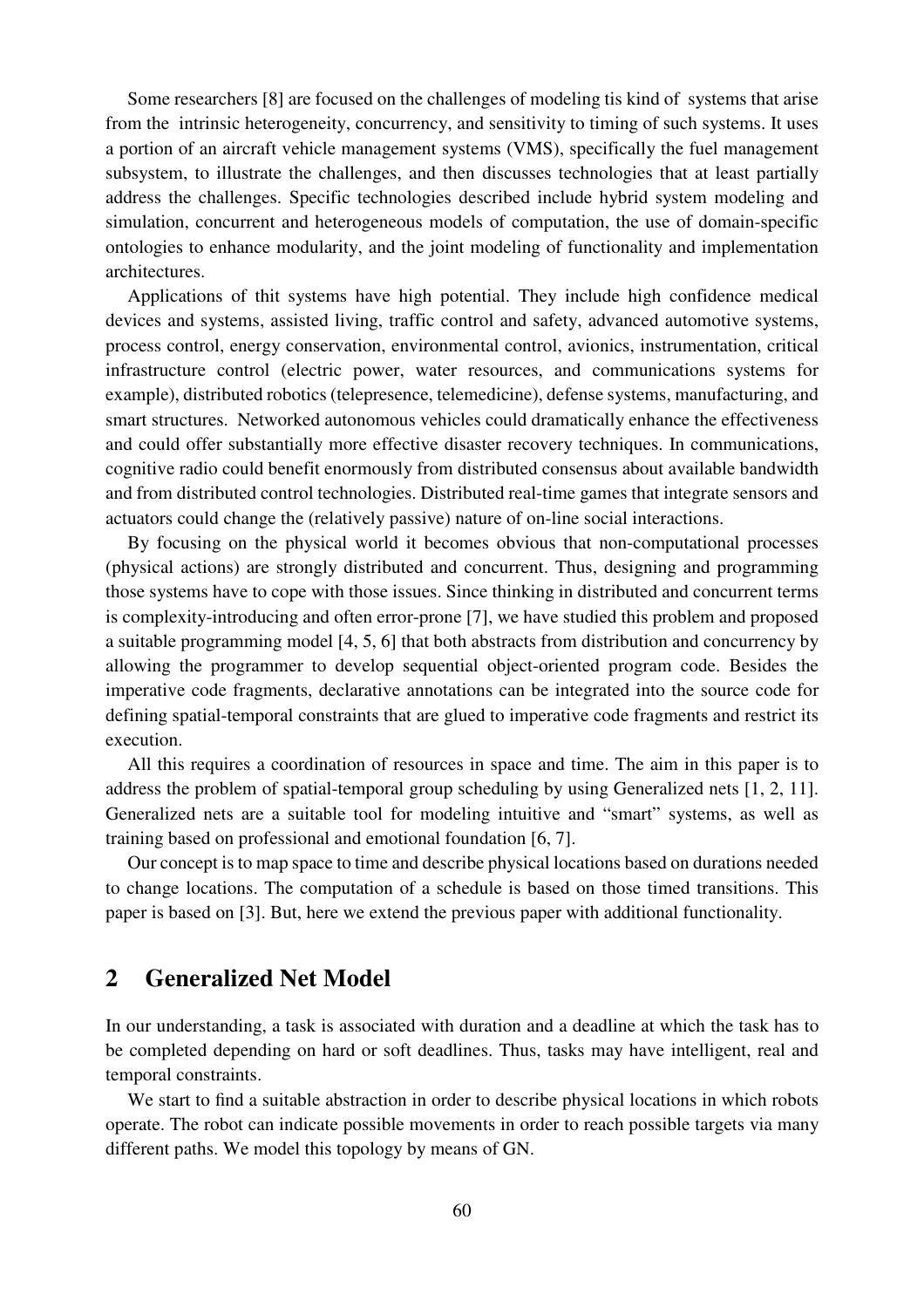Some researchers [8] are focused on the challenges of modeling tis kind of systems that arise from the intrinsic heterogeneity, concurrency, and sensitivity to timing of such systems. It uses a portion of an aircraft vehicle management systems (VMS), specifically the fuel management subsystem, to illustrate the challenges, and then discusses technologies that at least partially address the challenges. Specific technologies described include hybrid system modeling and simulation, concurrent and heterogeneous models of computation, the use of domain-specific ontologies to enhance modularity, and the joint modeling of functionality and implementation architectures.

Applications of thit systems have high potential. They include high confidence medical devices and systems, assisted living, traffic control and safety, advanced automotive systems, process control, energy conservation, environmental control, avionics, instrumentation, critical infrastructure control (electric power, water resources, and communications systems for example), distributed robotics (telepresence, telemedicine), defense systems, manufacturing, and smart structures. Networked autonomous vehicles could dramatically enhance the effectiveness and could offer substantially more effective disaster recovery techniques. In communications, cognitive radio could benefit enormously from distributed consensus about available bandwidth and from distributed control technologies. Distributed real-time games that integrate sensors and actuators could change the (relatively passive) nature of on-line social interactions.

By focusing on the physical world it becomes obvious that non-computational processes (physical actions) are strongly distributed and concurrent. Thus, designing and programming those systems have to cope with those issues. Since thinking in distributed and concurrent terms is complexity-introducing and often error-prone [7], we have studied this problem and proposed a suitable programming model [4, 5, 6] that both abstracts from distribution and concurrency by allowing the programmer to develop sequential object-oriented program code. Besides the imperative code fragments, declarative annotations can be integrated into the source code for defining spatial-temporal constraints that are glued to imperative code fragments and restrict its execution.

All this requires a coordination of resources in space and time. The aim in this paper is to address the problem of spatial-temporal group scheduling by using Generalized nets [1, 2, 11]. Generalized nets are a suitable tool for modeling intuitive and "smart" systems, as well as training based on professional and emotional foundation [6, 7].

Our concept is to map space to time and describe physical locations based on durations needed to change locations. The computation of a schedule is based on those timed transitions. This paper is based on [3]. But, here we extend the previous paper with additional functionality.

## 2 Generalized Net Model

In our understanding, a task is associated with duration and a deadline at which the task has to be completed depending on hard or soft deadlines. Thus, tasks may have intelligent, real and temporal constraints.

We start to find a suitable abstraction in order to describe physical locations in which robots operate. The robot can indicate possible movements in order to reach possible targets via many different paths. We model this topology by means of GN.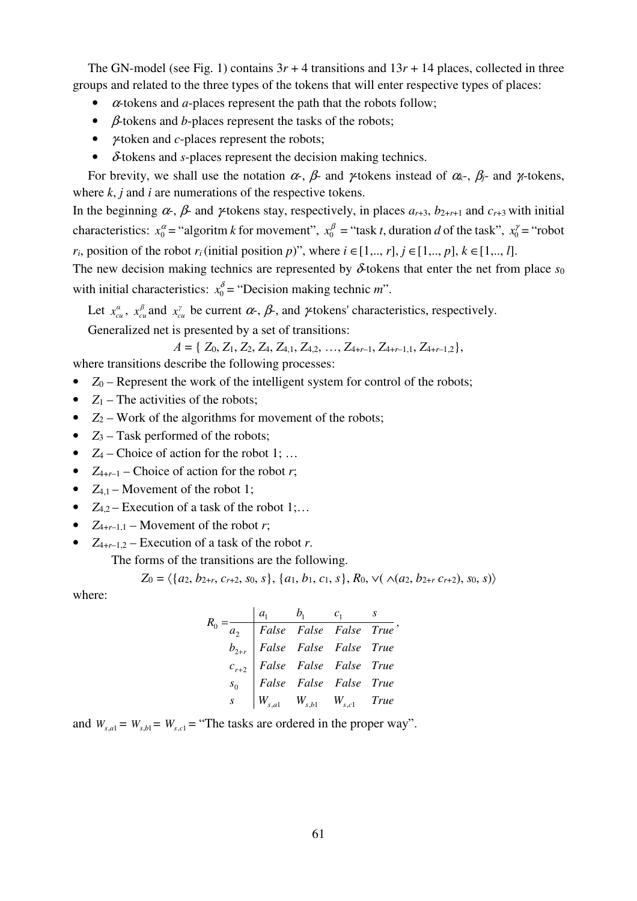The GN-model (see Fig. 1) contains $3r + 4$ transitions and $13r + 14$ places, collected in three groups and related to the three types of the tokens that will enter respective types of places:

- $\alpha$-tokens and $a$-places represent the path that the robots follow;
- $\beta$-tokens and $b$-places represent the tasks of the robots;
- $\gamma$-token and $c$-places represent the robots;
- $\delta$-tokens and $s$-places represent the decision making technics.

For brevity, we shall use the notation $\alpha$-, $\beta$- and $\gamma$-tokens instead of $\alpha_k$-, $\beta_j$- and $\gamma_i$-tokens, where $k$, $j$ and $i$ are numerations of the respective tokens.

In the beginning $\alpha$-, $\beta$- and $\gamma$-tokens stay, respectively, in places $a_{r+3}$, $b_{2+r+1}$ and $c_{r+3}$ with initial characteristics: $x_0^\alpha$ = "algoritm $k$ for movement", $x_0^\beta$ = "task $t$, duration $d$ of the task", $x_0^\gamma$ = "robot $r_i$, position of the robot $r_i$ (initial position $p$)", where $i \in [1,.., r]$, $j \in [1,.., p]$, $k \in [1,.., l]$.

The new decision making technics are represented by $\delta$-tokens that enter the net from place $s_0$ with initial characteristics: $x_0^\delta$ = "Decision making technic $m$".

Let $x_{cu}^\alpha$, $x_{cu}^\beta$ and $x_{cu}^\gamma$ be current $\alpha$-, $\beta$-, and $\gamma$-tokens' characteristics, respectively.

Generalized net is presented by a set of transitions:

$$A = \{ Z_0, Z_1, Z_2, Z_4, Z_{4,1}, Z_{4,2}, \ldots, Z_{4+r-1}, Z_{4+r-1,1}, Z_{4+r-1,2}\},$$

where transitions describe the following processes:

- $Z_0$ – Represent the work of the intelligent system for control of the robots;
- $Z_1$ – The activities of the robots;
- $Z_2$ – Work of the algorithms for movement of the robots;
- $Z_3$ – Task performed of the robots;
- $Z_4$ – Choice of action for the robot 1; …
- $Z_{4+r-1}$ – Choice of action for the robot $r$;
- $Z_{4,1}$ – Movement of the robot 1;
- $Z_{4,2}$ – Execution of a task of the robot 1;…
- $Z_{4+r-1,1}$ – Movement of the robot $r$;
- $Z_{4+r-1,2}$ – Execution of a task of the robot $r$.

The forms of the transitions are the following.

$$Z_0 = \langle \{a_2, b_{2+r}, c_{r+2}, s_0, s\}, \{a_1, b_1, c_1, s\}, R_0, \vee( \wedge(a_2, b_{2+r}\, c_{r+2}), s_0, s)\rangle$$

where:

$$R_0 = \begin{array}{c|cccc} & a_1 & b_1 & c_1 & s \\ \hline a_2 & False & False & False & True \\ b_{2+r} & False & False & False & True \\ c_{r+2} & False & False & False & True \\ s_0 & False & False & False & True \\ s & W_{s,a1} & W_{s,b1} & W_{s,c1} & True \end{array},$$

and $W_{s,a1} = W_{s,b1} = W_{s,c1}$ = "The tasks are ordered in the proper way".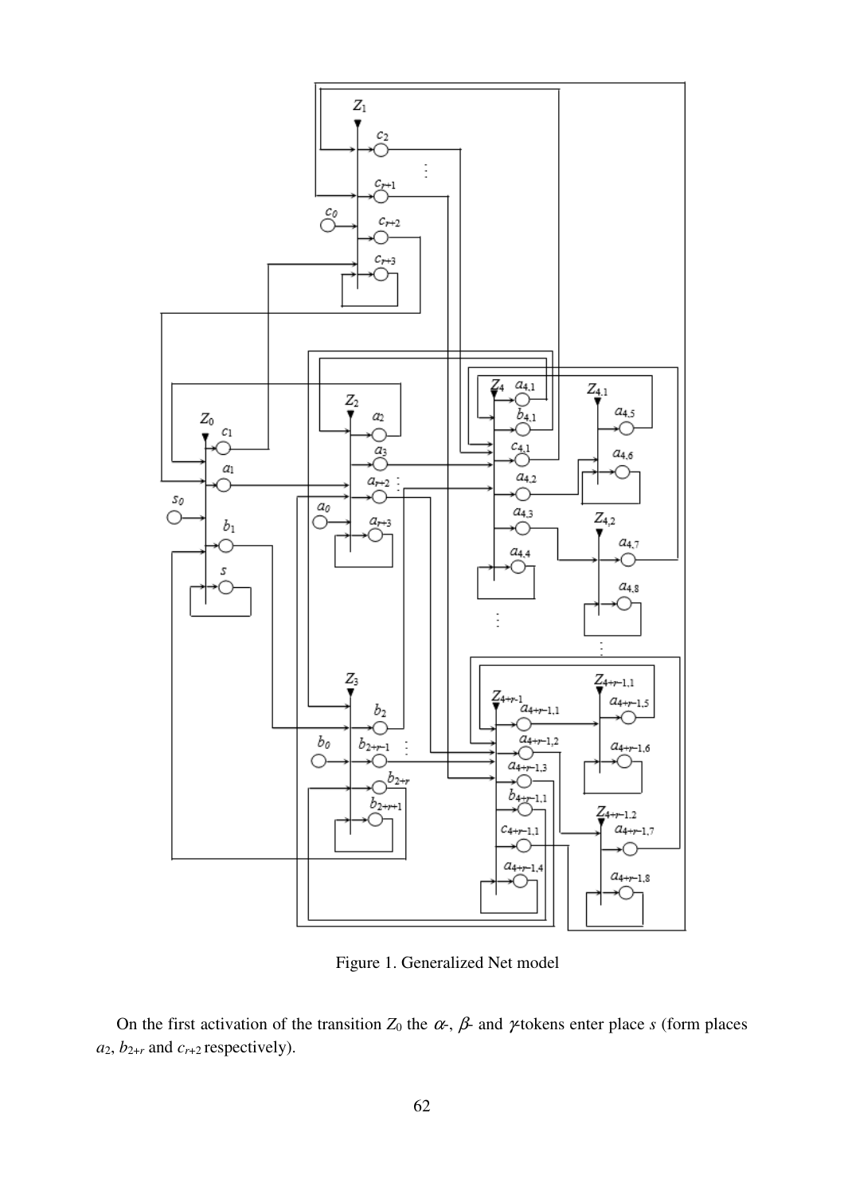Figure 1. Generalized Net model

On the first activation of the transition $Z_0$ the $\alpha$-, $\beta$- and $\gamma$-tokens enter place $s$ (form places $a_2$, $b_{2+r}$ and $c_{r+2}$ respectively).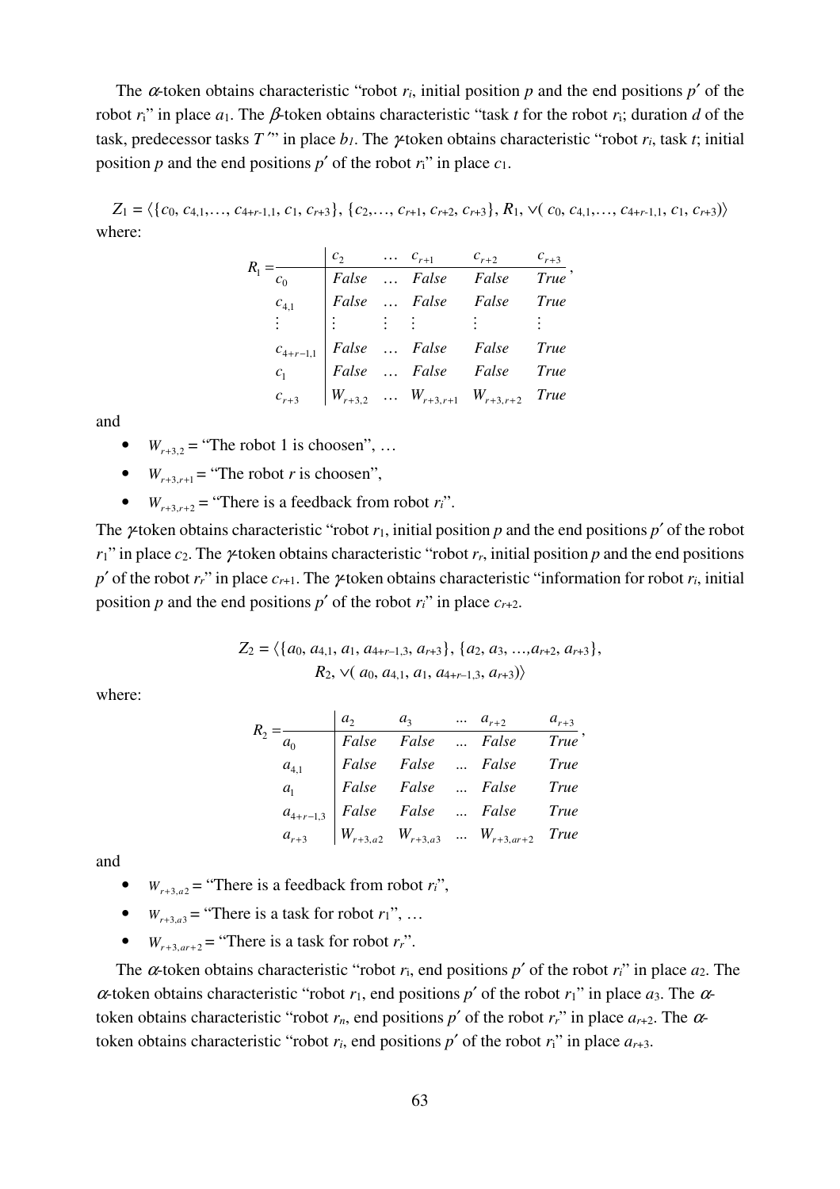The $\alpha$-token obtains characteristic "robot $r_i$, initial position $p$ and the end positions $p'$ of the robot $r_i$" in place $a_1$. The $\beta$-token obtains characteristic "task $t$ for the robot $r_i$; duration $d$ of the task, predecessor tasks $T'$" in place $b_1$. The $\gamma$-token obtains characteristic "robot $r_i$, task $t$; initial position $p$ and the end positions $p'$ of the robot $r_i$" in place $c_1$.

$Z_1 = \langle\{c_0, c_{4,1},\ldots, c_{4+r-1,1}, c_1, c_{r+3}\}, \{c_2,\ldots, c_{r+1}, c_{r+2}, c_{r+3}\}, R_1, \vee( c_0, c_{4,1},\ldots, c_{4+r-1,1}, c_1, c_{r+3})\rangle$
where:

$$R_1 = \begin{array}{c|ccccc} & c_2 & \ldots & c_{r+1} & c_{r+2} & c_{r+3} \\ \hline c_0 & False & \ldots & False & False & True \\ c_{4,1} & False & \ldots & False & False & True \\ \vdots & \vdots & \vdots & \vdots & \vdots & \vdots \\ c_{4+r-1,1} & False & \ldots & False & False & True \\ c_1 & False & \ldots & False & False & True \\ c_{r+3} & W_{r+3,2} & \ldots & W_{r+3,r+1} & W_{r+3,r+2} & True \end{array},$$

and

- $W_{r+3,2}$ = "The robot 1 is choosen", …
- $W_{r+3,r+1}$ = "The robot $r$ is choosen",
- $W_{r+3,r+2}$ = "There is a feedback from robot $r_i$".

The $\gamma$-token obtains characteristic "robot $r_1$, initial position $p$ and the end positions $p'$ of the robot $r_1$" in place $c_2$. The $\gamma$-token obtains characteristic "robot $r_r$, initial position $p$ and the end positions $p'$ of the robot $r_r$" in place $c_{r+1}$. The $\gamma$-token obtains characteristic "information for robot $r_i$, initial position $p$ and the end positions $p'$ of the robot $r_i$" in place $c_{r+2}$.

$$Z_2 = \langle\{a_0, a_{4,1}, a_1, a_{4+r-1,3}, a_{r+3}\}, \{a_2, a_3, \ldots,a_{r+2}, a_{r+3}\}, R_2, \vee( a_0, a_{4,1}, a_1, a_{4+r-1,3}, a_{r+3})\rangle$$

where:

$$R_2 = \begin{array}{c|ccccc} & a_2 & a_3 & \ldots & a_{r+2} & a_{r+3} \\ \hline a_0 & False & False & \ldots & False & True \\ a_{4,1} & False & False & \ldots & False & True \\ a_1 & False & False & \ldots & False & True \\ a_{4+r-1,3} & False & False & \ldots & False & True \\ a_{r+3} & W_{r+3,a2} & W_{r+3,a3} & \ldots & W_{r+3,ar+2} & True \end{array},$$

and

- $W_{r+3,a2}$ = "There is a feedback from robot $r_i$",
- $W_{r+3,a3}$ = "There is a task for robot $r_1$", …
- $W_{r+3,ar+2}$ = "There is a task for robot $r_r$".

The $\alpha$-token obtains characteristic "robot $r_i$, end positions $p'$ of the robot $r_i$" in place $a_2$. The $\alpha$-token obtains characteristic "robot $r_1$, end positions $p'$ of the robot $r_1$" in place $a_3$. The $\alpha$-token obtains characteristic "robot $r_n$, end positions $p'$ of the robot $r_r$" in place $a_{r+2}$. The $\alpha$-token obtains characteristic "robot $r_i$, end positions $p'$ of the robot $r_i$" in place $a_{r+3}$.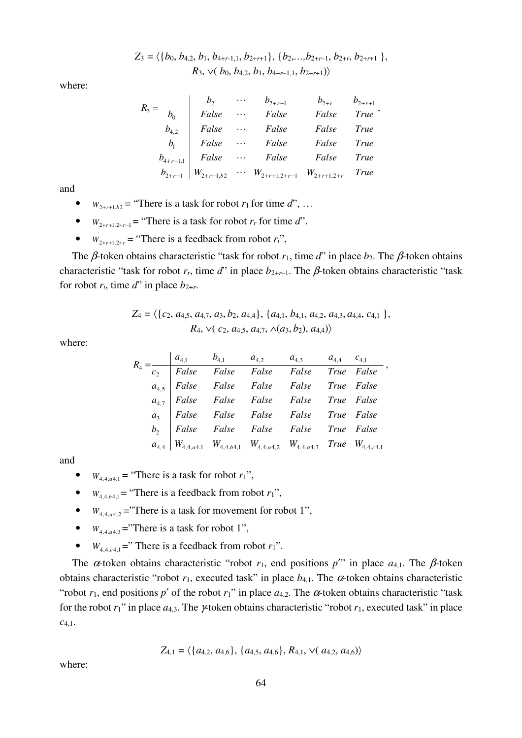$$Z_3 = \langle \{b_0, b_{4,2}, b_1, b_{4+r-1,1}, b_{2+r+1}\}, \{b_2,\ldots,b_{2+r-1}, b_{2+r}, b_{2+r+1}\},$$
$$R_3, \vee( b_0, b_{4,2}, b_1, b_{4+r-1,1}, b_{2+r+1})\rangle$$

where:

$$R_3 = \begin{array}{c|ccccc} & b_2 & \cdots & b_{2+r-1} & b_{2+r} & b_{2+r+1} \\ \hline b_0 & False & \cdots & False & False & True \\ b_{4,2} & False & \cdots & False & False & True \\ b_1 & False & \cdots & False & False & True \\ b_{4+r-1,1} & False & \cdots & False & False & True \\ b_{2+r+1} & W_{2+r+1,b2} & \cdots & W_{2+r+1,2+r-1} & W_{2+r+1,2+r} & True \end{array},$$

and

- $W_{2+r+1,b2}$ = "There is a task for robot $r_1$ for time $d$", …
- $W_{2+r+1,2+r-1}$ = "There is a task for robot $r_r$ for time $d$".
- $W_{2+r+1,2+r}$ = "There is a feedback from robot $r_i$",

The $\beta$-token obtains characteristic "task for robot $r_1$, time $d$" in place $b_2$. The $\beta$-token obtains characteristic "task for robot $r_r$, time $d$" in place $b_{2+r-1}$. The $\beta$-token obtains characteristic "task for robot $r_i$, time $d$" in place $b_{2+r}$.

$$Z_4 = \langle \{c_2, a_{4,5}, a_{4,7}, a_3, b_2, a_{4,4}\}, \{a_{4,1}, b_{4,1}, a_{4,2}, a_{4,3}, a_{4,4}, c_{4,1}\},$$
$$R_4, \vee( c_2, a_{4,5}, a_{4,7}, \wedge(a_3, b_2), a_{4,4})\rangle$$

where:

$$R_4 = \begin{array}{c|cccccc} & a_{4,1} & b_{4,1} & a_{4,2} & a_{4,3} & a_{4,4} & c_{4,1} \\ \hline c_2 & False & False & False & False & True & False \\ a_{4,5} & False & False & False & False & True & False \\ a_{4,7} & False & False & False & False & True & False \\ a_3 & False & False & False & False & True & False \\ b_2 & False & False & False & False & True & False \\ a_{4,4} & W_{4,4,a4,1} & W_{4,4,b4,1} & W_{4,4,a4,2} & W_{4,4,a4,3} & True & W_{4,4,c4,1} \end{array},$$

and

- $W_{4,4,a4,1}$ = "There is a task for robot $r_1$",
- $W_{4,4,b4,1}$ = "There is a feedback from robot $r_1$",
- $W_{4,4,a4,2}$ ="There is a task for movement for robot 1",
- $W_{4,4,a4,3}$ ="There is a task for robot 1",
- $W_{4,4,c4,1}$ =" There is a feedback from robot $r_1$".

The $\alpha$-token obtains characteristic "robot $r_1$, end positions $p''$" in place $a_{4,1}$. The $\beta$-token obtains characteristic "robot $r_1$, executed task" in place $b_{4,1}$. The $\alpha$-token obtains characteristic "robot $r_1$, end positions $p'$ of the robot $r_1$" in place $a_{4,2}$. The $\alpha$-token obtains characteristic "task for the robot $r_1$" in place $a_{4,3}$. The $\gamma$-token obtains characteristic "robot $r_1$, executed task" in place $c_{4,1}$.

$$Z_{4,1} = \langle \{a_{4,2}, a_{4,6}\}, \{a_{4,5}, a_{4,6}\}, R_{4,1}, \vee( a_{4,2}, a_{4,6})\rangle$$

where: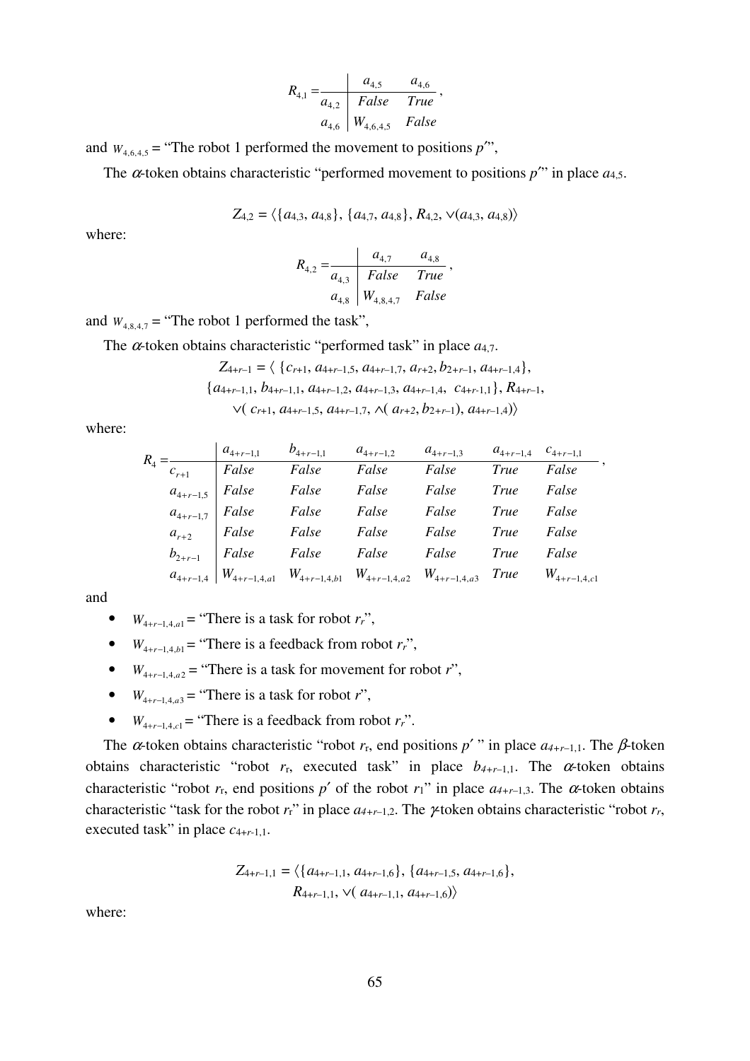$$R_{4,1} = \begin{array}{c|cc} & a_{4,5} & a_{4,6} \\ \hline a_{4,2} & False & True \\ a_{4,6} & W_{4,6,4,5} & False \end{array},$$

and $W_{4,6,4,5}$ = "The robot 1 performed the movement to positions $p'$",

The $\alpha$-token obtains characteristic "performed movement to positions $p'$" in place $a_{4,5}$.

$$Z_{4,2} = \langle \{a_{4,3}, a_{4,8}\}, \{a_{4,7}, a_{4,8}\}, R_{4,2}, \vee(a_{4,3}, a_{4,8})\rangle$$

where:

$$R_{4,2} = \begin{array}{c|cc} & a_{4,7} & a_{4,8} \\ \hline a_{4,3} & False & True \\ a_{4,8} & W_{4,8,4,7} & False \end{array},$$

and $W_{4,8,4,7}$ = "The robot 1 performed the task",

The $\alpha$-token obtains characteristic "performed task" in place $a_{4,7}$.

$$Z_{4+r-1} = \langle \{c_{r+1}, a_{4+r-1,5}, a_{4+r-1,7}, a_{r+2}, b_{2+r-1}, a_{4+r-1,4}\},$$
$$\{a_{4+r-1,1}, b_{4+r-1,1}, a_{4+r-1,2}, a_{4+r-1,3}, a_{4+r-1,4}, c_{4+r-1,1}\}, R_{4+r-1},$$
$$\vee(c_{r+1}, a_{4+r-1,5}, a_{4+r-1,7}, \wedge(a_{r+2}, b_{2+r-1}), a_{4+r-1,4})\rangle$$

where:

$$R_4 = \begin{array}{c|cccccc} & a_{4+r-1,1} & b_{4+r-1,1} & a_{4+r-1,2} & a_{4+r-1,3} & a_{4+r-1,4} & c_{4+r-1,1} \\ \hline c_{r+1} & False & False & False & False & True & False \\ a_{4+r-1,5} & False & False & False & False & True & False \\ a_{4+r-1,7} & False & False & False & False & True & False \\ a_{r+2} & False & False & False & False & True & False \\ b_{2+r-1} & False & False & False & False & True & False \\ a_{4+r-1,4} & W_{4+r-1,4,a1} & W_{4+r-1,4,b1} & W_{4+r-1,4,a2} & W_{4+r-1,4,a3} & True & W_{4+r-1,4,c1} \end{array},$$

and

- $W_{4+r-1,4,a1}$ = "There is a task for robot $r_r$",
- $W_{4+r-1,4,b1}$ = "There is a feedback from robot $r_r$",
- $W_{4+r-1,4,a2}$ = "There is a task for movement for robot $r$",
- $W_{4+r-1,4,a3}$ = "There is a task for robot $r$",
- $W_{4+r-1,4,c1}$ = "There is a feedback from robot $r_r$".

The $\alpha$-token obtains characteristic "robot $r_r$, end positions $p'$" in place $a_{4+r-1,1}$. The $\beta$-token obtains characteristic "robot $r_r$, executed task" in place $b_{4+r-1,1}$. The $\alpha$-token obtains characteristic "robot $r_r$, end positions $p'$ of the robot $r_1$" in place $a_{4+r-1,3}$. The $\alpha$-token obtains characteristic "task for the robot $r_r$" in place $a_{4+r-1,2}$. The $\gamma$-token obtains characteristic "robot $r_r$, executed task" in place $c_{4+r-1,1}$.

$$Z_{4+r-1,1} = \langle \{a_{4+r-1,1}, a_{4+r-1,6}\}, \{a_{4+r-1,5}, a_{4+r-1,6}\},$$
$$R_{4+r-1,1}, \vee(a_{4+r-1,1}, a_{4+r-1,6})\rangle$$

where: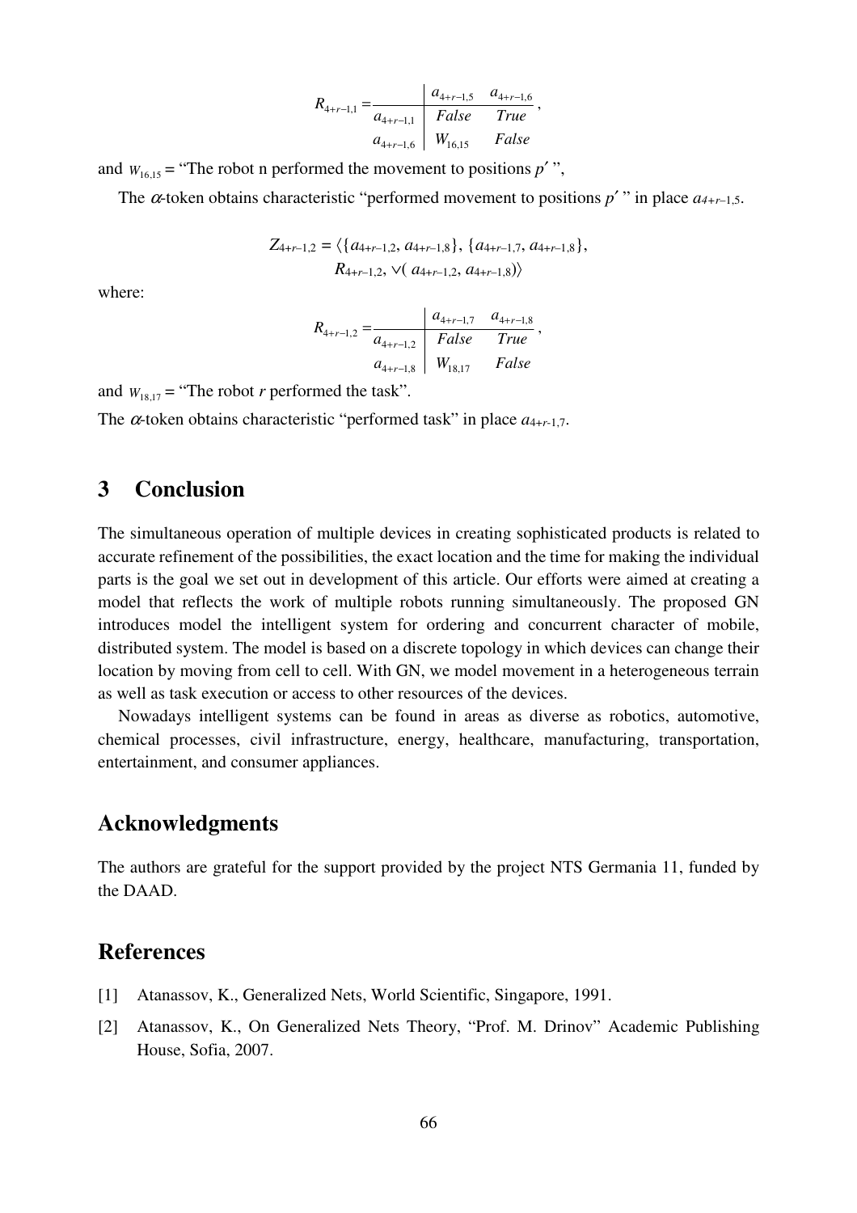$$R_{4+r-1,1} = \begin{array}{c|cc} & a_{4+r-1,5} & a_{4+r-1,6} \\ \hline a_{4+r-1,1} & False & True \\ a_{4+r-1,6} & W_{16,15} & False \end{array},$$

and $W_{16,15}$ = "The robot n performed the movement to positions $p'$ ",

The $\alpha$-token obtains characteristic "performed movement to positions $p'$ " in place $a_{4+r-1,5}$.

$$Z_{4+r-1,2} = \langle \{a_{4+r-1,2}, a_{4+r-1,8}\}, \{a_{4+r-1,7}, a_{4+r-1,8}\}, R_{4+r-1,2}, \vee( a_{4+r-1,2}, a_{4+r-1,8})\rangle$$

where:

$$R_{4+r-1,2} = \begin{array}{c|cc} & a_{4+r-1,7} & a_{4+r-1,8} \\ \hline a_{4+r-1,2} & False & True \\ a_{4+r-1,8} & W_{18,17} & False \end{array},$$

and $W_{18,17}$ = "The robot *r* performed the task".

The $\alpha$-token obtains characteristic "performed task" in place $a_{4+r-1,7}$.

## 3 Conclusion

The simultaneous operation of multiple devices in creating sophisticated products is related to accurate refinement of the possibilities, the exact location and the time for making the individual parts is the goal we set out in development of this article. Our efforts were aimed at creating a model that reflects the work of multiple robots running simultaneously. The proposed GN introduces model the intelligent system for ordering and concurrent character of mobile, distributed system. The model is based on a discrete topology in which devices can change their location by moving from cell to cell. With GN, we model movement in a heterogeneous terrain as well as task execution or access to other resources of the devices.

Nowadays intelligent systems can be found in areas as diverse as robotics, automotive, chemical processes, civil infrastructure, energy, healthcare, manufacturing, transportation, entertainment, and consumer appliances.

## Acknowledgments

The authors are grateful for the support provided by the project NTS Germania 11, funded by the DAAD.

## References

[1] Atanassov, K., Generalized Nets, World Scientific, Singapore, 1991.

[2] Atanassov, K., On Generalized Nets Theory, "Prof. M. Drinov" Academic Publishing House, Sofia, 2007.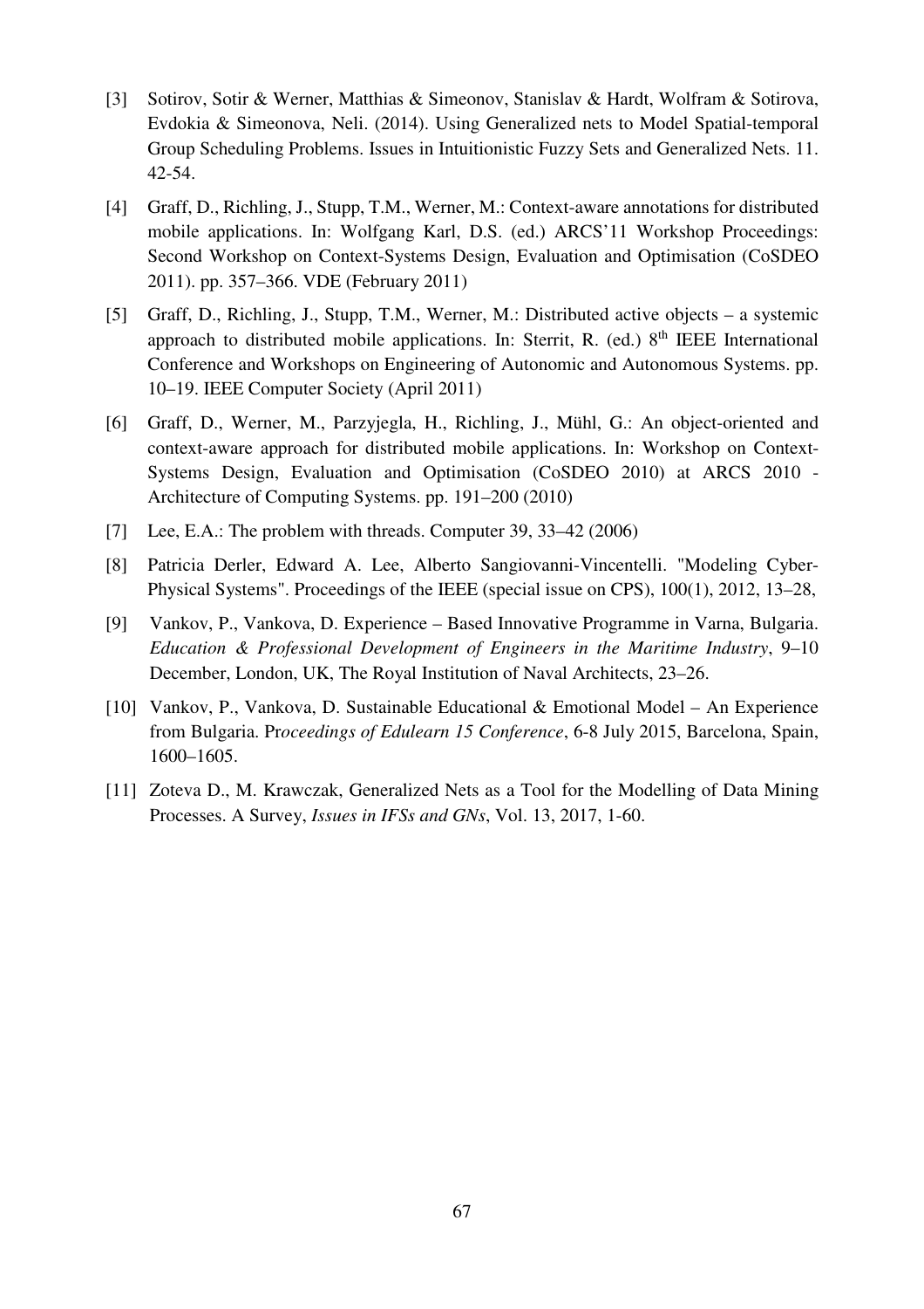[3] Sotirov, Sotir & Werner, Matthias & Simeonov, Stanislav & Hardt, Wolfram & Sotirova, Evdokia & Simeonova, Neli. (2014). Using Generalized nets to Model Spatial-temporal Group Scheduling Problems. Issues in Intuitionistic Fuzzy Sets and Generalized Nets. 11. 42-54.

[4] Graff, D., Richling, J., Stupp, T.M., Werner, M.: Context-aware annotations for distributed mobile applications. In: Wolfgang Karl, D.S. (ed.) ARCS'11 Workshop Proceedings: Second Workshop on Context-Systems Design, Evaluation and Optimisation (CoSDEO 2011). pp. 357–366. VDE (February 2011)

[5] Graff, D., Richling, J., Stupp, T.M., Werner, M.: Distributed active objects – a systemic approach to distributed mobile applications. In: Sterrit, R. (ed.) 8th IEEE International Conference and Workshops on Engineering of Autonomic and Autonomous Systems. pp. 10–19. IEEE Computer Society (April 2011)

[6] Graff, D., Werner, M., Parzyjegla, H., Richling, J., Mühl, G.: An object-oriented and context-aware approach for distributed mobile applications. In: Workshop on Context-Systems Design, Evaluation and Optimisation (CoSDEO 2010) at ARCS 2010 - Architecture of Computing Systems. pp. 191–200 (2010)

[7] Lee, E.A.: The problem with threads. Computer 39, 33–42 (2006)

[8] Patricia Derler, Edward A. Lee, Alberto Sangiovanni-Vincentelli. "Modeling Cyber-Physical Systems". Proceedings of the IEEE (special issue on CPS), 100(1), 2012, 13–28,

[9] Vankov, P., Vankova, D. Experience – Based Innovative Programme in Varna, Bulgaria. *Education & Professional Development of Engineers in the Maritime Industry*, 9–10 December, London, UK, The Royal Institution of Naval Architects, 23–26.

[10] Vankov, P., Vankova, D. Sustainable Educational & Emotional Model – An Experience from Bulgaria. Pr*oceedings of Edulearn 15 Conference*, 6-8 July 2015, Barcelona, Spain, 1600–1605.

[11] Zoteva D., M. Krawczak, Generalized Nets as a Tool for the Modelling of Data Mining Processes. A Survey, *Issues in IFSs and GNs*, Vol. 13, 2017, 1-60.